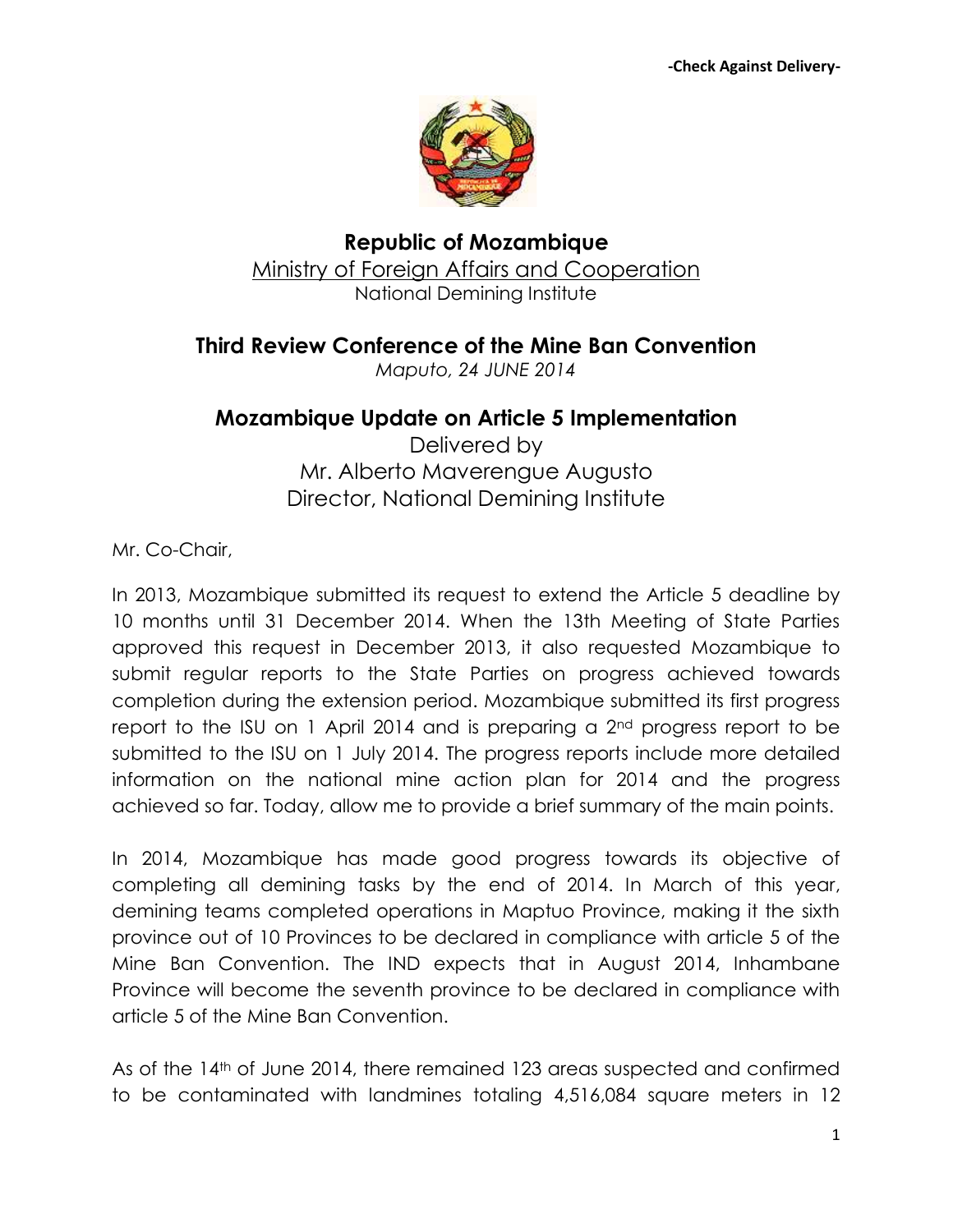**-Check Against Delivery-**

# Republic of Mozambique

Ministry of Foreign Affairs and Cooperation

National Demining Institute

## Third Review Conference of the Mine Ban Convention

*Maputo, 24 JUNE 2014*

## Mozambique Update on Article 5 Implementation

Delivered by
Mr. Alberto Maverengue Augusto
Director, National Demining Institute

Mr. Co-Chair,

In 2013, Mozambique submitted its request to extend the Article 5 deadline by 10 months until 31 December 2014. When the 13th Meeting of State Parties approved this request in December 2013, it also requested Mozambique to submit regular reports to the State Parties on progress achieved towards completion during the extension period. Mozambique submitted its first progress report to the ISU on 1 April 2014 and is preparing a 2nd progress report to be submitted to the ISU on 1 July 2014. The progress reports include more detailed information on the national mine action plan for 2014 and the progress achieved so far. Today, allow me to provide a brief summary of the main points.

In 2014, Mozambique has made good progress towards its objective of completing all demining tasks by the end of 2014. In March of this year, demining teams completed operations in Maptuo Province, making it the sixth province out of 10 Provinces to be declared in compliance with article 5 of the Mine Ban Convention. The IND expects that in August 2014, Inhambane Province will become the seventh province to be declared in compliance with article 5 of the Mine Ban Convention.

As of the 14th of June 2014, there remained 123 areas suspected and confirmed to be contaminated with landmines totaling 4,516,084 square meters in 12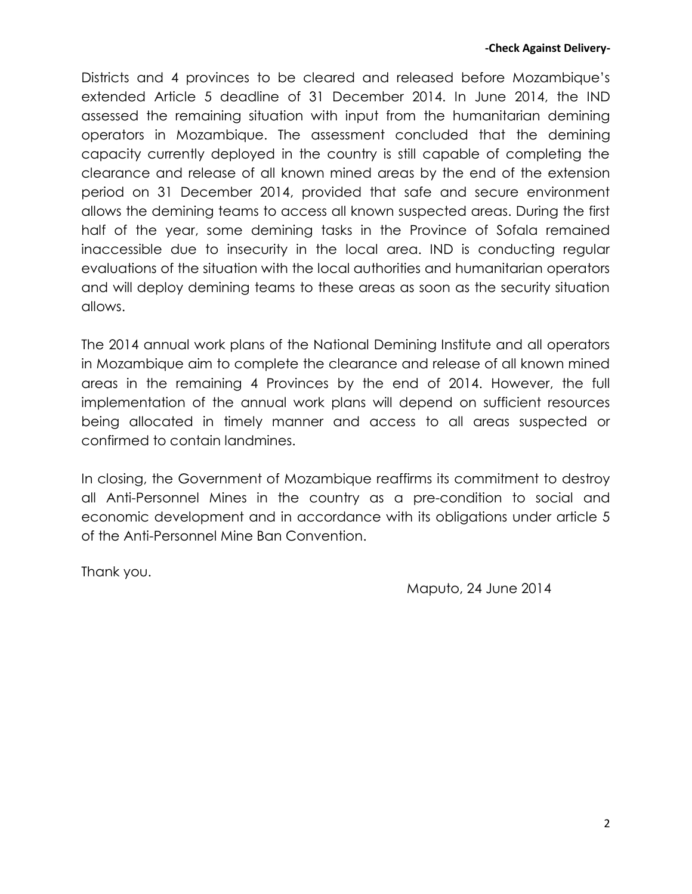Districts and 4 provinces to be cleared and released before Mozambique's extended Article 5 deadline of 31 December 2014. In June 2014, the IND assessed the remaining situation with input from the humanitarian demining operators in Mozambique. The assessment concluded that the demining capacity currently deployed in the country is still capable of completing the clearance and release of all known mined areas by the end of the extension period on 31 December 2014, provided that safe and secure environment allows the demining teams to access all known suspected areas. During the first half of the year, some demining tasks in the Province of Sofala remained inaccessible due to insecurity in the local area. IND is conducting regular evaluations of the situation with the local authorities and humanitarian operators and will deploy demining teams to these areas as soon as the security situation allows.

The 2014 annual work plans of the National Demining Institute and all operators in Mozambique aim to complete the clearance and release of all known mined areas in the remaining 4 Provinces by the end of 2014. However, the full implementation of the annual work plans will depend on sufficient resources being allocated in timely manner and access to all areas suspected or confirmed to contain landmines.

In closing, the Government of Mozambique reaffirms its commitment to destroy all Anti-Personnel Mines in the country as a pre-condition to social and economic development and in accordance with its obligations under article 5 of the Anti-Personnel Mine Ban Convention.

Thank you.

Maputo, 24 June 2014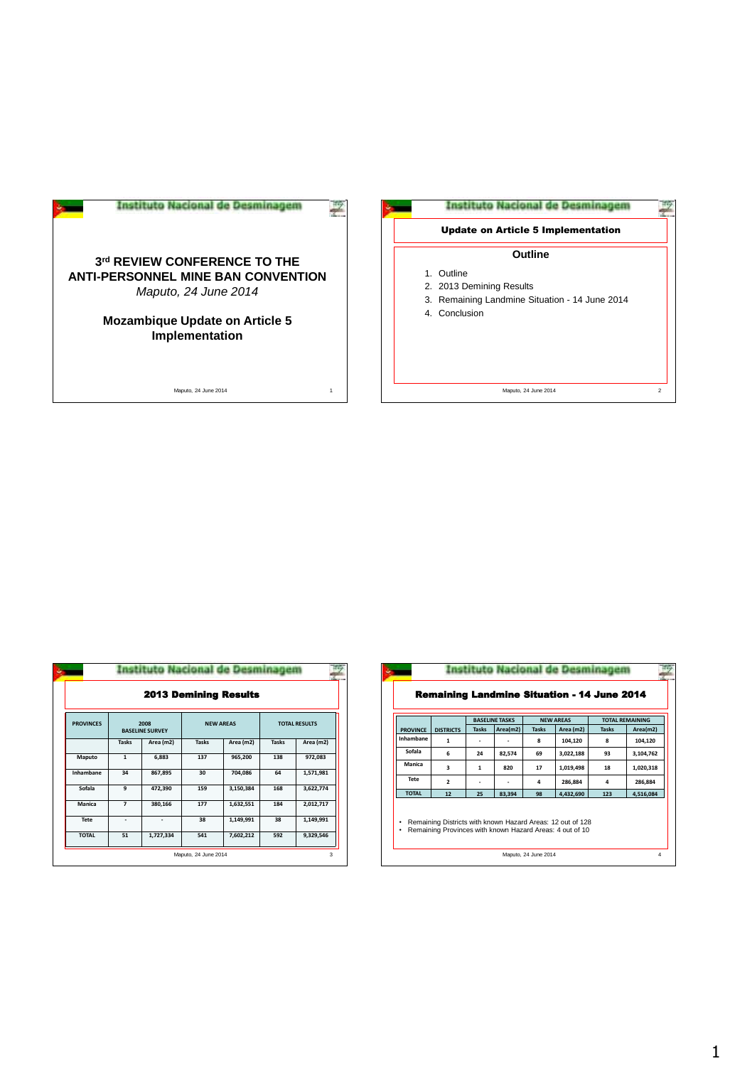## Instituto Nacional de Desminagem

### 3rd REVIEW CONFERENCE TO THE ANTI-PERSONNEL MINE BAN CONVENTION

*Maputo, 24 June 2014*

### Mozambique Update on Article 5 Implementation

Maputo, 24 June 2014

## Instituto Nacional de Desminagem

### Update on Article 5 Implementation

### Outline

1. Outline
2. 2013 Demining Results
3. Remaining Landmine Situation - 14 June 2014
4. Conclusion

Maputo, 24 June 2014

## Instituto Nacional de Desminagem

### 2013 Demining Results

| PROVINCES | 2008 BASELINE SURVEY | | NEW AREAS | | TOTAL RESULTS | |
|---|---|---|---|---|---|---|
| | Tasks | Area (m2) | Tasks | Area (m2) | Tasks | Area (m2) |
| Maputo | 1 | 6,883 | 137 | 965,200 | 138 | 972,083 |
| Inhambane | 34 | 867,895 | 30 | 704,086 | 64 | 1,571,981 |
| Sofala | 9 | 472,390 | 159 | 3,150,384 | 168 | 3,622,774 |
| Manica | 7 | 380,166 | 177 | 1,632,551 | 184 | 2,012,717 |
| Tete | - | - | 38 | 1,149,991 | 38 | 1,149,991 |
| TOTAL | 51 | 1,727,334 | 541 | 7,602,212 | 592 | 9,329,546 |

Maputo, 24 June 2014

## Instituto Nacional de Desminagem

### Remaining Landmine Situation - 14 June 2014

| PROVINCE | DISTRICTS | BASELINE TASKS | | NEW AREAS | | TOTAL REMAINING | |
|---|---|---|---|---|---|---|---|
| | | Tasks | Area(m2) | Tasks | Area (m2) | Tasks | Area(m2) |
| Inhambane | 1 | - | - | 8 | 104,120 | 8 | 104,120 |
| Sofala | 6 | 24 | 82,574 | 69 | 3,022,188 | 93 | 3,104,762 |
| Manica | 3 | 1 | 820 | 17 | 1,019,498 | 18 | 1,020,318 |
| Tete | 2 | - | - | 4 | 286,884 | 4 | 286,884 |
| TOTAL | 12 | 25 | 83,394 | 98 | 4,432,690 | 123 | 4,516,084 |

- Remaining Districts with known Hazard Areas: 12 out of 128
- Remaining Provinces with known Hazard Areas: 4 out of 10

Maputo, 24 June 2014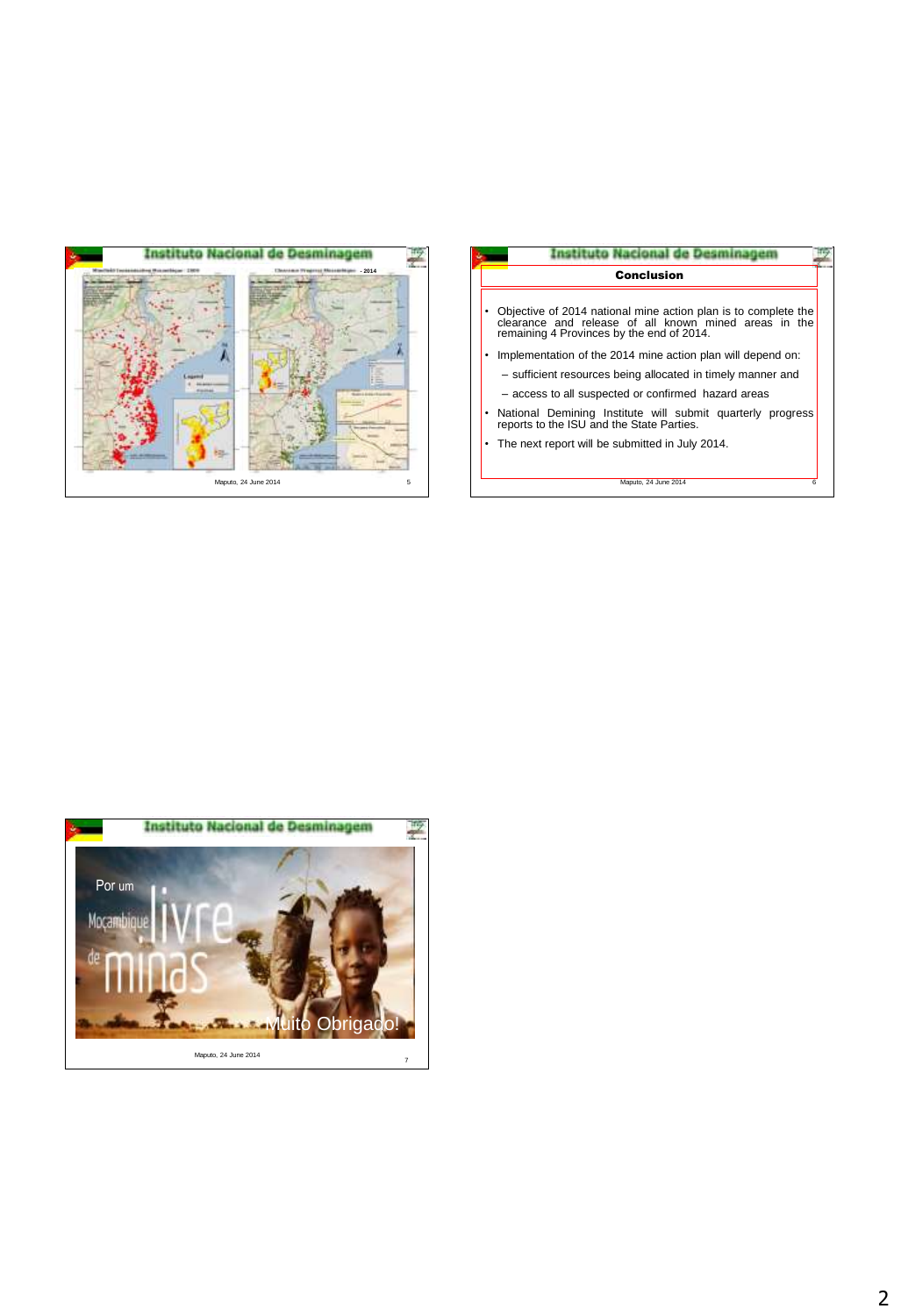## Instituto Nacional de Desminagem

Maputo, 24 June 2014

## Instituto Nacional de Desminagem

### Conclusion

- Objective of 2014 national mine action plan is to complete the clearance and release of all known mined areas in the remaining 4 Provinces by the end of 2014.
- Implementation of the 2014 mine action plan will depend on:
  - sufficient resources being allocated in timely manner and
  - access to all suspected or confirmed hazard areas
- National Demining Institute will submit quarterly progress reports to the ISU and the State Parties.
- The next report will be submitted in July 2014.

Maputo, 24 June 2014

## Instituto Nacional de Desminagem

Por um Moçambique livre de minas

Muito Obrigado!

Maputo, 24 June 2014